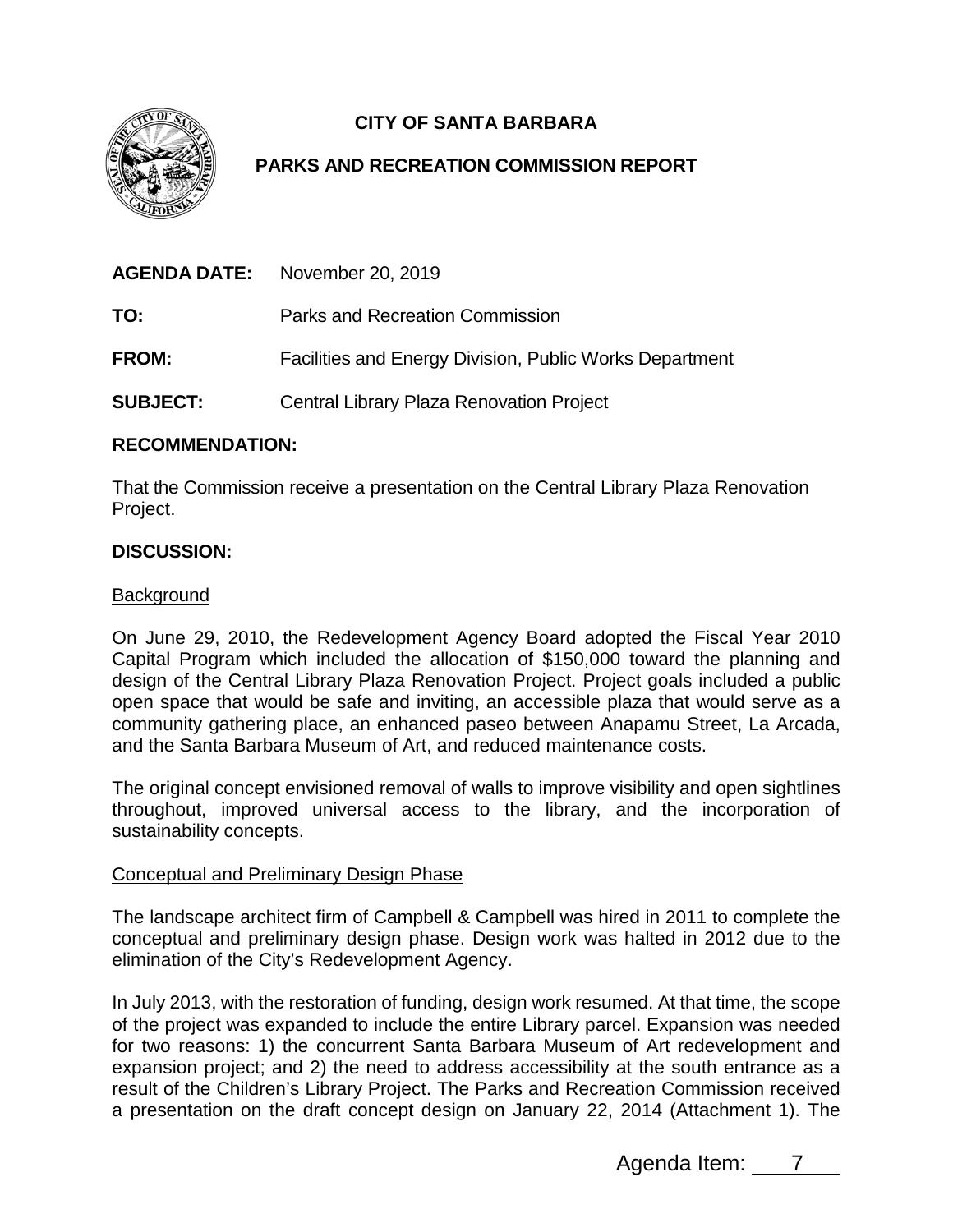# CITY OF SANTA BARBARA

## PARKS AND RECREATION COMMISSION REPORT

**AGENDA DATE:** November 20, 2019

**TO:** Parks and Recreation Commission

**FROM:** Facilities and Energy Division, Public Works Department

**SUBJECT:** Central Library Plaza Renovation Project

**RECOMMENDATION:**

That the Commission receive a presentation on the Central Library Plaza Renovation Project.

**DISCUSSION:**

Background

On June 29, 2010, the Redevelopment Agency Board adopted the Fiscal Year 2010 Capital Program which included the allocation of $150,000 toward the planning and design of the Central Library Plaza Renovation Project. Project goals included a public open space that would be safe and inviting, an accessible plaza that would serve as a community gathering place, an enhanced paseo between Anapamu Street, La Arcada, and the Santa Barbara Museum of Art, and reduced maintenance costs.

The original concept envisioned removal of walls to improve visibility and open sightlines throughout, improved universal access to the library, and the incorporation of sustainability concepts.

Conceptual and Preliminary Design Phase

The landscape architect firm of Campbell & Campbell was hired in 2011 to complete the conceptual and preliminary design phase. Design work was halted in 2012 due to the elimination of the City's Redevelopment Agency.

In July 2013, with the restoration of funding, design work resumed. At that time, the scope of the project was expanded to include the entire Library parcel. Expansion was needed for two reasons: 1) the concurrent Santa Barbara Museum of Art redevelopment and expansion project; and 2) the need to address accessibility at the south entrance as a result of the Children's Library Project. The Parks and Recreation Commission received a presentation on the draft concept design on January 22, 2014 (Attachment 1). The

Agenda Item: 7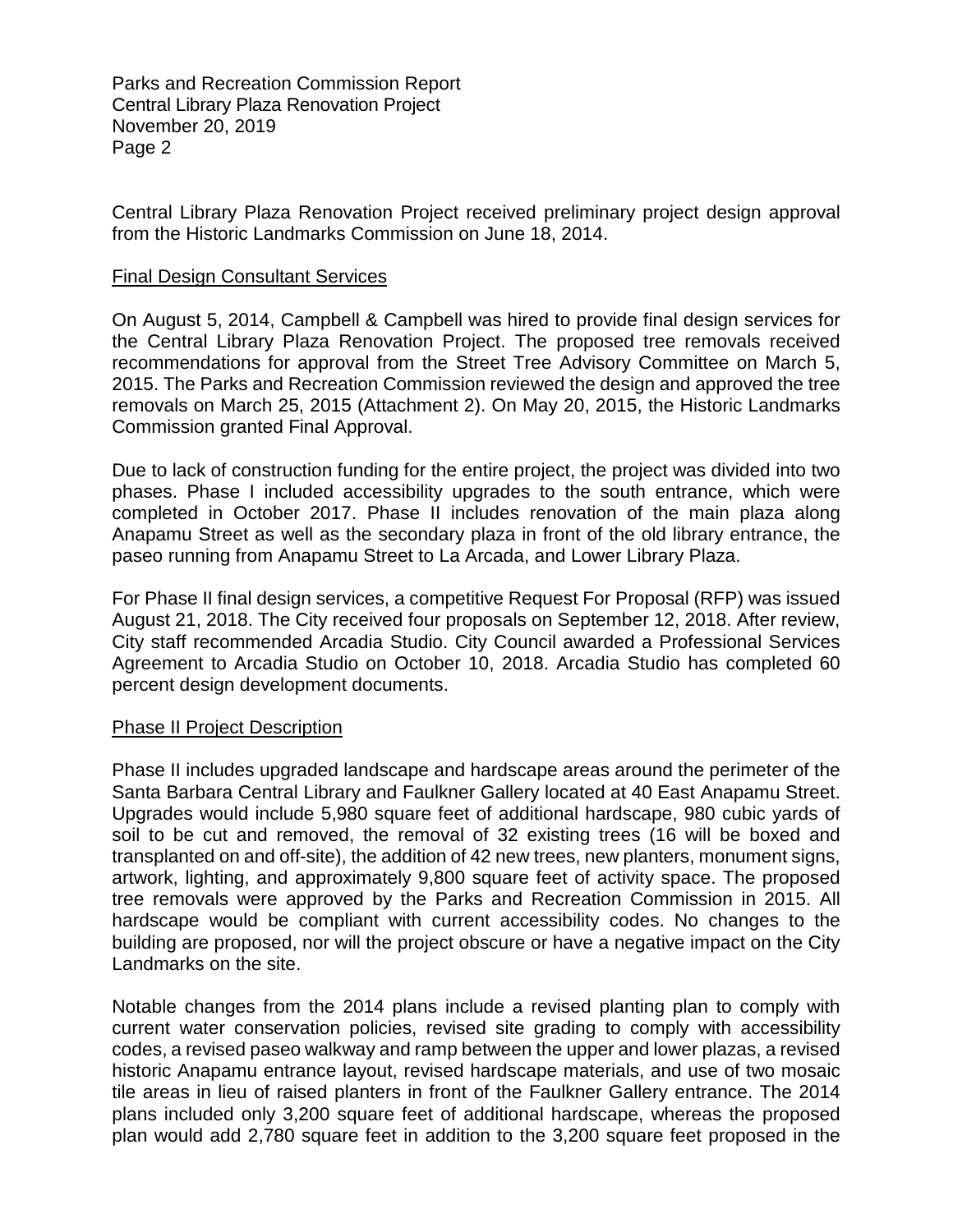Central Library Plaza Renovation Project received preliminary project design approval from the Historic Landmarks Commission on June 18, 2014.

## Final Design Consultant Services

On August 5, 2014, Campbell & Campbell was hired to provide final design services for the Central Library Plaza Renovation Project. The proposed tree removals received recommendations for approval from the Street Tree Advisory Committee on March 5, 2015. The Parks and Recreation Commission reviewed the design and approved the tree removals on March 25, 2015 (Attachment 2). On May 20, 2015, the Historic Landmarks Commission granted Final Approval.

Due to lack of construction funding for the entire project, the project was divided into two phases. Phase I included accessibility upgrades to the south entrance, which were completed in October 2017. Phase II includes renovation of the main plaza along Anapamu Street as well as the secondary plaza in front of the old library entrance, the paseo running from Anapamu Street to La Arcada, and Lower Library Plaza.

For Phase II final design services, a competitive Request For Proposal (RFP) was issued August 21, 2018. The City received four proposals on September 12, 2018. After review, City staff recommended Arcadia Studio. City Council awarded a Professional Services Agreement to Arcadia Studio on October 10, 2018. Arcadia Studio has completed 60 percent design development documents.

## Phase II Project Description

Phase II includes upgraded landscape and hardscape areas around the perimeter of the Santa Barbara Central Library and Faulkner Gallery located at 40 East Anapamu Street. Upgrades would include 5,980 square feet of additional hardscape, 980 cubic yards of soil to be cut and removed, the removal of 32 existing trees (16 will be boxed and transplanted on and off-site), the addition of 42 new trees, new planters, monument signs, artwork, lighting, and approximately 9,800 square feet of activity space. The proposed tree removals were approved by the Parks and Recreation Commission in 2015. All hardscape would be compliant with current accessibility codes. No changes to the building are proposed, nor will the project obscure or have a negative impact on the City Landmarks on the site.

Notable changes from the 2014 plans include a revised planting plan to comply with current water conservation policies, revised site grading to comply with accessibility codes, a revised paseo walkway and ramp between the upper and lower plazas, a revised historic Anapamu entrance layout, revised hardscape materials, and use of two mosaic tile areas in lieu of raised planters in front of the Faulkner Gallery entrance. The 2014 plans included only 3,200 square feet of additional hardscape, whereas the proposed plan would add 2,780 square feet in addition to the 3,200 square feet proposed in the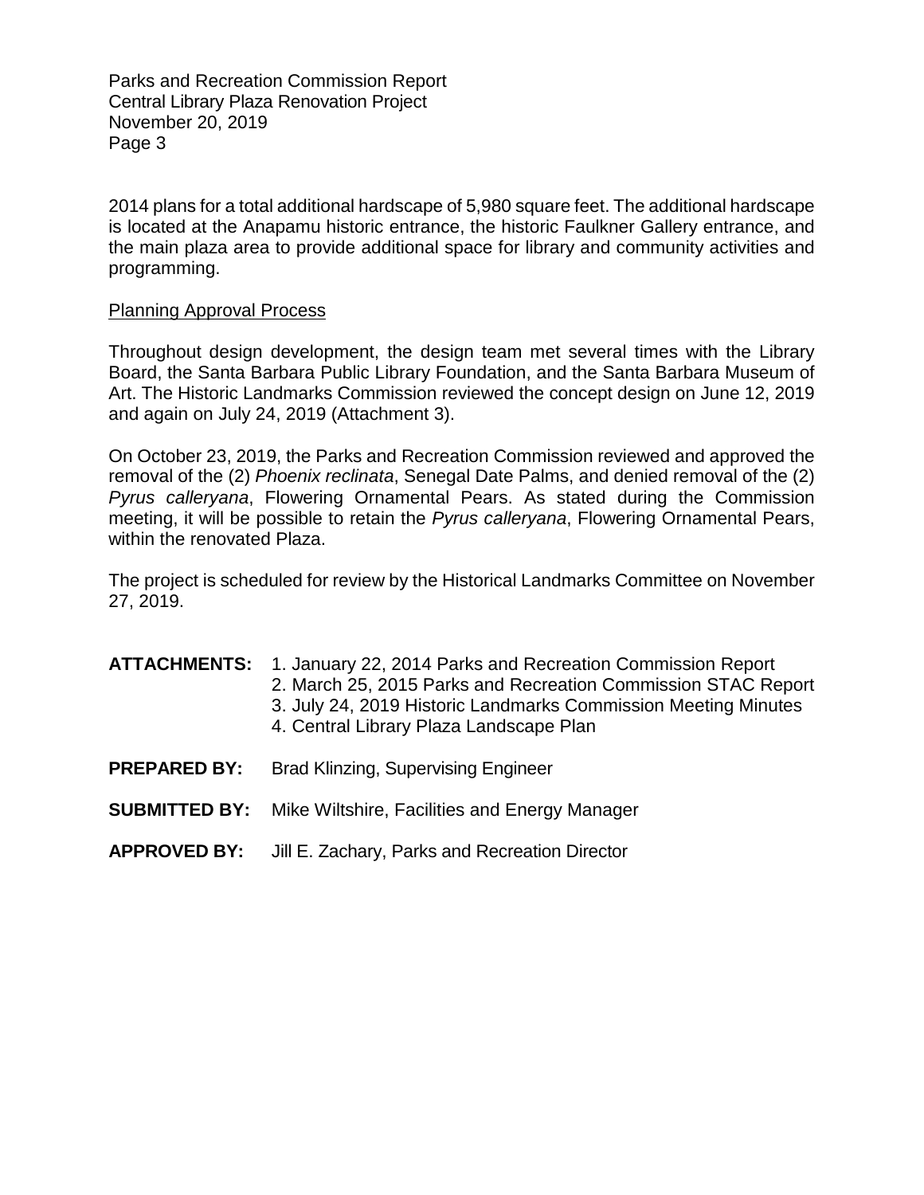2014 plans for a total additional hardscape of 5,980 square feet. The additional hardscape is located at the Anapamu historic entrance, the historic Faulkner Gallery entrance, and the main plaza area to provide additional space for library and community activities and programming.

Planning Approval Process

Throughout design development, the design team met several times with the Library Board, the Santa Barbara Public Library Foundation, and the Santa Barbara Museum of Art. The Historic Landmarks Commission reviewed the concept design on June 12, 2019 and again on July 24, 2019 (Attachment 3).

On October 23, 2019, the Parks and Recreation Commission reviewed and approved the removal of the (2) *Phoenix reclinata*, Senegal Date Palms, and denied removal of the (2) *Pyrus calleryana*, Flowering Ornamental Pears. As stated during the Commission meeting, it will be possible to retain the *Pyrus calleryana*, Flowering Ornamental Pears, within the renovated Plaza.

The project is scheduled for review by the Historical Landmarks Committee on November 27, 2019.

**ATTACHMENTS:**
1. January 22, 2014 Parks and Recreation Commission Report
2. March 25, 2015 Parks and Recreation Commission STAC Report
3. July 24, 2019 Historic Landmarks Commission Meeting Minutes
4. Central Library Plaza Landscape Plan

**PREPARED BY:** Brad Klinzing, Supervising Engineer

**SUBMITTED BY:** Mike Wiltshire, Facilities and Energy Manager

**APPROVED BY:** Jill E. Zachary, Parks and Recreation Director